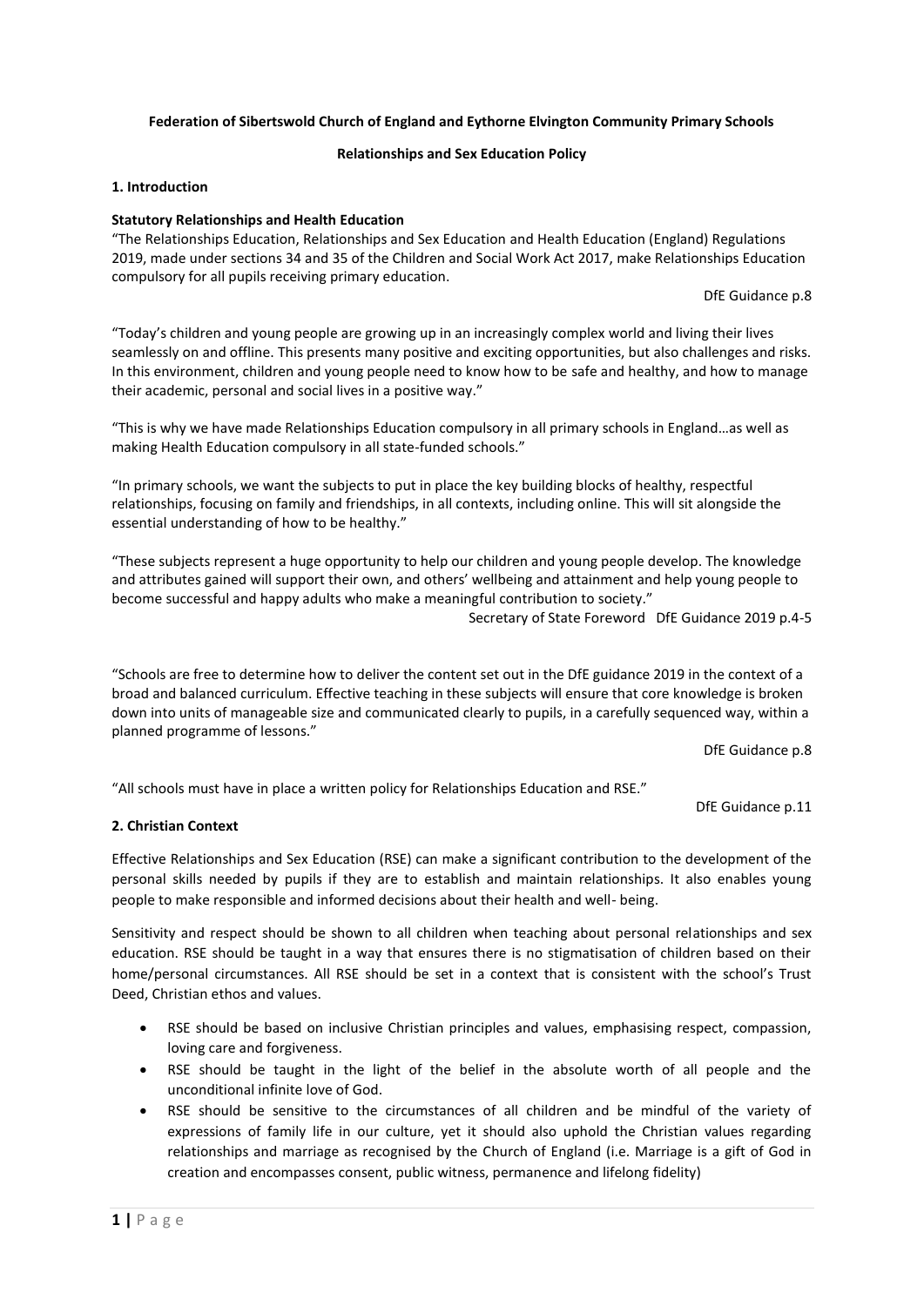**Federation of Sibertswold Church of England and Eythorne Elvington Community Primary Schools**

**Relationships and Sex Education Policy**

## 1. Introduction

### Statutory Relationships and Health Education

"The Relationships Education, Relationships and Sex Education and Health Education (England) Regulations 2019, made under sections 34 and 35 of the Children and Social Work Act 2017, make Relationships Education compulsory for all pupils receiving primary education.

DfE Guidance p.8

"Today's children and young people are growing up in an increasingly complex world and living their lives seamlessly on and offline. This presents many positive and exciting opportunities, but also challenges and risks. In this environment, children and young people need to know how to be safe and healthy, and how to manage their academic, personal and social lives in a positive way."

"This is why we have made Relationships Education compulsory in all primary schools in England…as well as making Health Education compulsory in all state-funded schools."

"In primary schools, we want the subjects to put in place the key building blocks of healthy, respectful relationships, focusing on family and friendships, in all contexts, including online. This will sit alongside the essential understanding of how to be healthy."

"These subjects represent a huge opportunity to help our children and young people develop. The knowledge and attributes gained will support their own, and others' wellbeing and attainment and help young people to become successful and happy adults who make a meaningful contribution to society."

Secretary of State Foreword DfE Guidance 2019 p.4-5

"Schools are free to determine how to deliver the content set out in the DfE guidance 2019 in the context of a broad and balanced curriculum. Effective teaching in these subjects will ensure that core knowledge is broken down into units of manageable size and communicated clearly to pupils, in a carefully sequenced way, within a planned programme of lessons."

DfE Guidance p.8

"All schools must have in place a written policy for Relationships Education and RSE."

DfE Guidance p.11

## 2. Christian Context

Effective Relationships and Sex Education (RSE) can make a significant contribution to the development of the personal skills needed by pupils if they are to establish and maintain relationships. It also enables young people to make responsible and informed decisions about their health and well- being.

Sensitivity and respect should be shown to all children when teaching about personal relationships and sex education. RSE should be taught in a way that ensures there is no stigmatisation of children based on their home/personal circumstances. All RSE should be set in a context that is consistent with the school's Trust Deed, Christian ethos and values.

- RSE should be based on inclusive Christian principles and values, emphasising respect, compassion, loving care and forgiveness.
- RSE should be taught in the light of the belief in the absolute worth of all people and the unconditional infinite love of God.
- RSE should be sensitive to the circumstances of all children and be mindful of the variety of expressions of family life in our culture, yet it should also uphold the Christian values regarding relationships and marriage as recognised by the Church of England (i.e. Marriage is a gift of God in creation and encompasses consent, public witness, permanence and lifelong fidelity)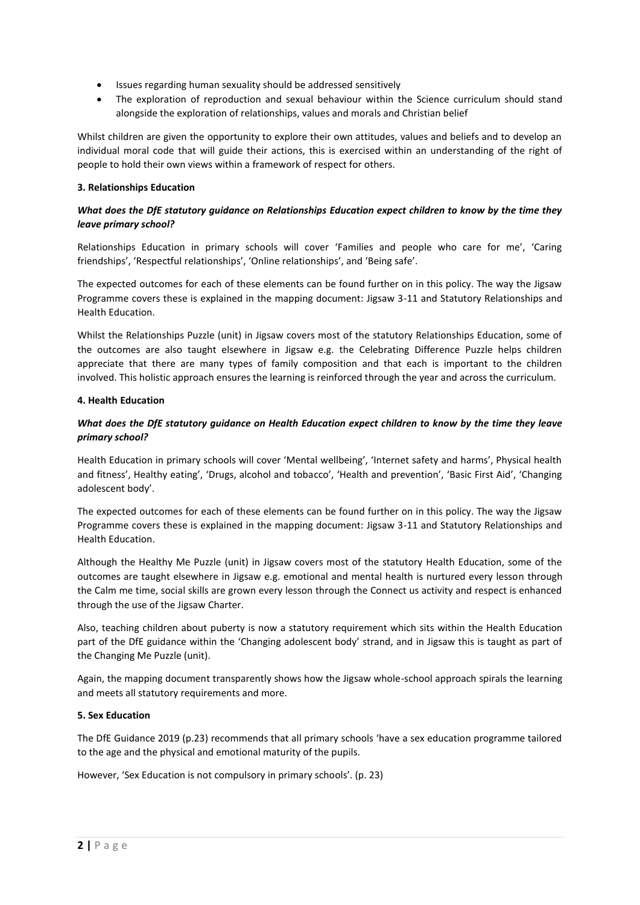- Issues regarding human sexuality should be addressed sensitively
- The exploration of reproduction and sexual behaviour within the Science curriculum should stand alongside the exploration of relationships, values and morals and Christian belief

Whilst children are given the opportunity to explore their own attitudes, values and beliefs and to develop an individual moral code that will guide their actions, this is exercised within an understanding of the right of people to hold their own views within a framework of respect for others.

**3. Relationships Education**

***What does the DfE statutory guidance on Relationships Education expect children to know by the time they leave primary school?***

Relationships Education in primary schools will cover 'Families and people who care for me', 'Caring friendships', 'Respectful relationships', 'Online relationships', and 'Being safe'.

The expected outcomes for each of these elements can be found further on in this policy. The way the Jigsaw Programme covers these is explained in the mapping document: Jigsaw 3-11 and Statutory Relationships and Health Education.

Whilst the Relationships Puzzle (unit) in Jigsaw covers most of the statutory Relationships Education, some of the outcomes are also taught elsewhere in Jigsaw e.g. the Celebrating Difference Puzzle helps children appreciate that there are many types of family composition and that each is important to the children involved. This holistic approach ensures the learning is reinforced through the year and across the curriculum.

**4. Health Education**

***What does the DfE statutory guidance on Health Education expect children to know by the time they leave primary school?***

Health Education in primary schools will cover 'Mental wellbeing', 'Internet safety and harms', Physical health and fitness', Healthy eating', 'Drugs, alcohol and tobacco', 'Health and prevention', 'Basic First Aid', 'Changing adolescent body'.

The expected outcomes for each of these elements can be found further on in this policy. The way the Jigsaw Programme covers these is explained in the mapping document: Jigsaw 3-11 and Statutory Relationships and Health Education.

Although the Healthy Me Puzzle (unit) in Jigsaw covers most of the statutory Health Education, some of the outcomes are taught elsewhere in Jigsaw e.g. emotional and mental health is nurtured every lesson through the Calm me time, social skills are grown every lesson through the Connect us activity and respect is enhanced through the use of the Jigsaw Charter.

Also, teaching children about puberty is now a statutory requirement which sits within the Health Education part of the DfE guidance within the 'Changing adolescent body' strand, and in Jigsaw this is taught as part of the Changing Me Puzzle (unit).

Again, the mapping document transparently shows how the Jigsaw whole-school approach spirals the learning and meets all statutory requirements and more.

**5. Sex Education**

The DfE Guidance 2019 (p.23) recommends that all primary schools 'have a sex education programme tailored to the age and the physical and emotional maturity of the pupils.

However, 'Sex Education is not compulsory in primary schools'. (p. 23)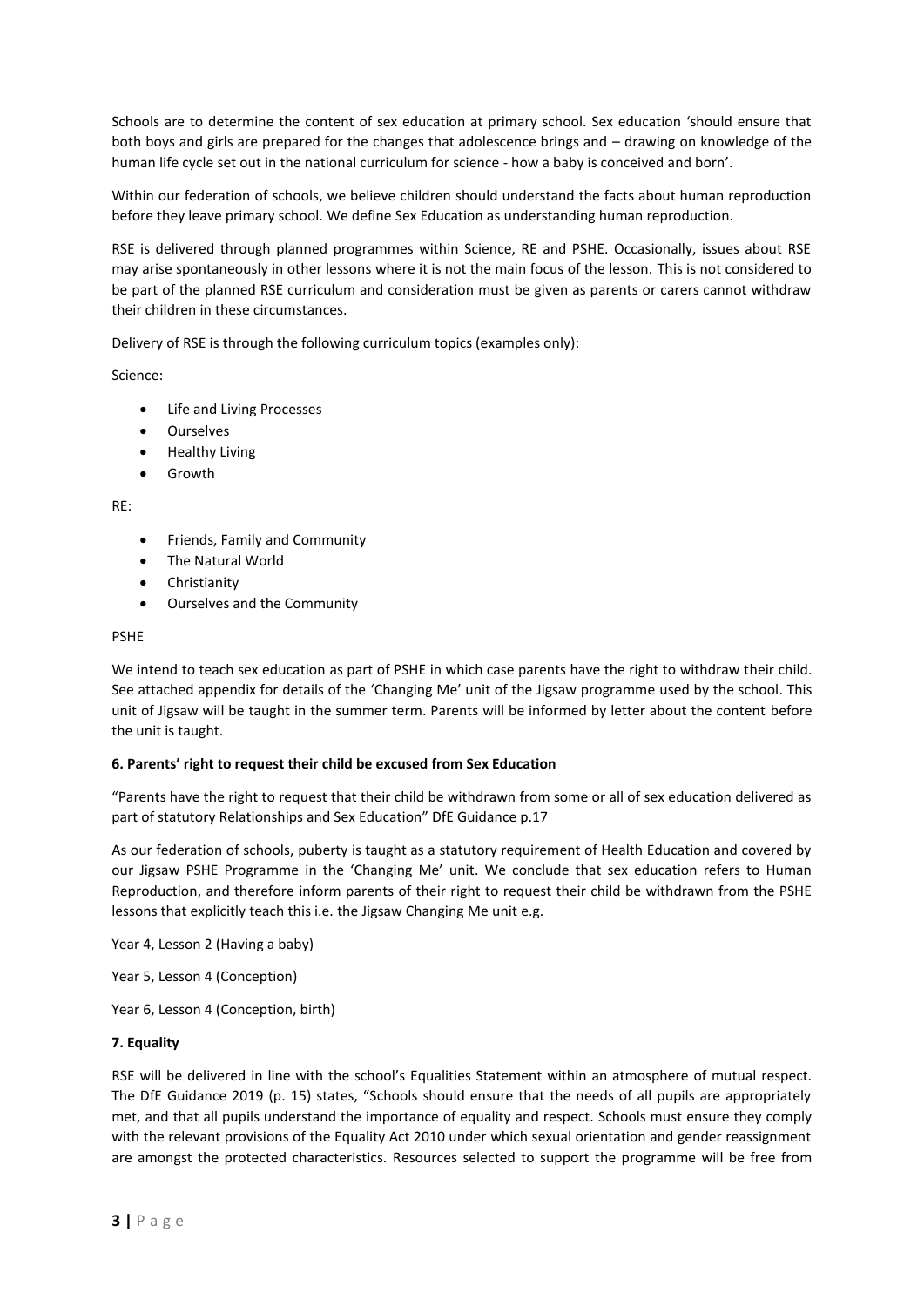Schools are to determine the content of sex education at primary school. Sex education 'should ensure that both boys and girls are prepared for the changes that adolescence brings and – drawing on knowledge of the human life cycle set out in the national curriculum for science - how a baby is conceived and born'.

Within our federation of schools, we believe children should understand the facts about human reproduction before they leave primary school. We define Sex Education as understanding human reproduction.

RSE is delivered through planned programmes within Science, RE and PSHE. Occasionally, issues about RSE may arise spontaneously in other lessons where it is not the main focus of the lesson. This is not considered to be part of the planned RSE curriculum and consideration must be given as parents or carers cannot withdraw their children in these circumstances.

Delivery of RSE is through the following curriculum topics (examples only):

Science:

- Life and Living Processes
- Ourselves
- Healthy Living
- Growth

RE:

- Friends, Family and Community
- The Natural World
- Christianity
- Ourselves and the Community

PSHE

We intend to teach sex education as part of PSHE in which case parents have the right to withdraw their child. See attached appendix for details of the 'Changing Me' unit of the Jigsaw programme used by the school. This unit of Jigsaw will be taught in the summer term. Parents will be informed by letter about the content before the unit is taught.

**6. Parents' right to request their child be excused from Sex Education**

"Parents have the right to request that their child be withdrawn from some or all of sex education delivered as part of statutory Relationships and Sex Education" DfE Guidance p.17

As our federation of schools, puberty is taught as a statutory requirement of Health Education and covered by our Jigsaw PSHE Programme in the 'Changing Me' unit. We conclude that sex education refers to Human Reproduction, and therefore inform parents of their right to request their child be withdrawn from the PSHE lessons that explicitly teach this i.e. the Jigsaw Changing Me unit e.g.

Year 4, Lesson 2 (Having a baby)

Year 5, Lesson 4 (Conception)

Year 6, Lesson 4 (Conception, birth)

**7. Equality**

RSE will be delivered in line with the school's Equalities Statement within an atmosphere of mutual respect. The DfE Guidance 2019 (p. 15) states, "Schools should ensure that the needs of all pupils are appropriately met, and that all pupils understand the importance of equality and respect. Schools must ensure they comply with the relevant provisions of the Equality Act 2010 under which sexual orientation and gender reassignment are amongst the protected characteristics. Resources selected to support the programme will be free from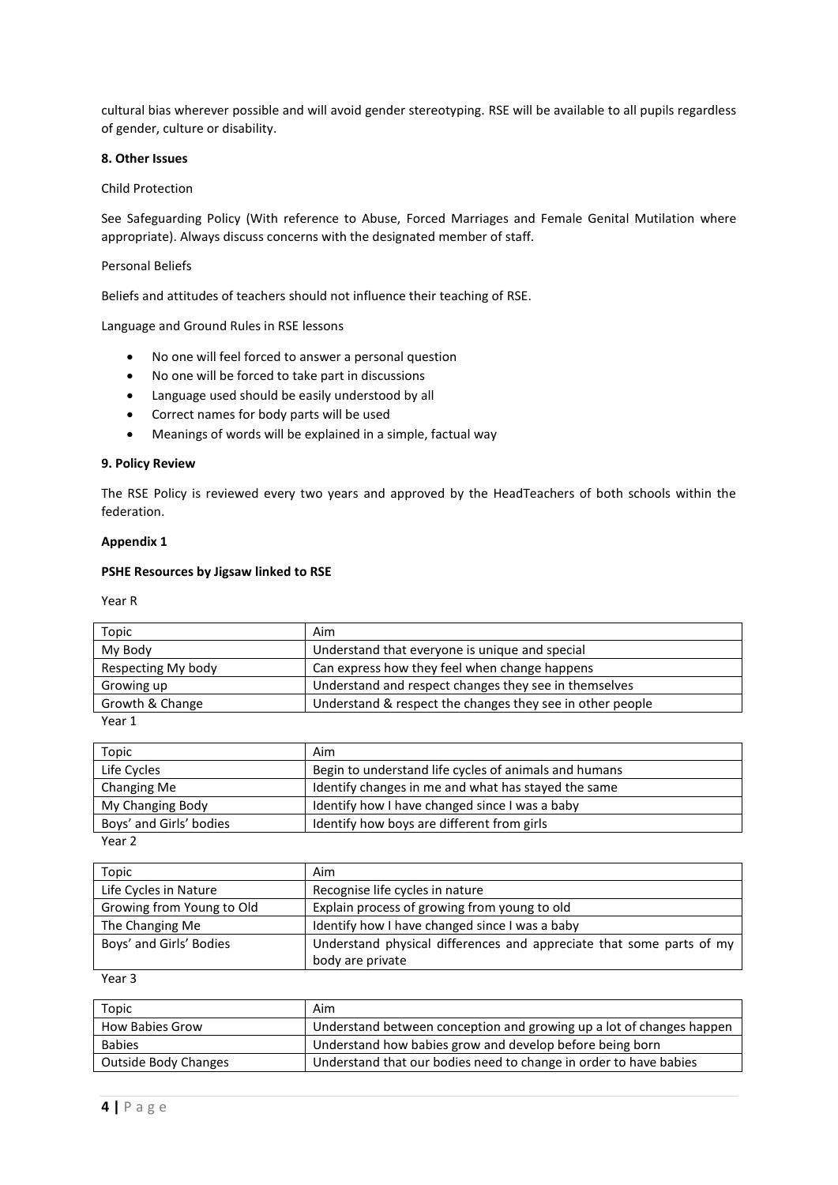cultural bias wherever possible and will avoid gender stereotyping. RSE will be available to all pupils regardless of gender, culture or disability.

**8. Other Issues**

Child Protection

See Safeguarding Policy (With reference to Abuse, Forced Marriages and Female Genital Mutilation where appropriate). Always discuss concerns with the designated member of staff.

Personal Beliefs

Beliefs and attitudes of teachers should not influence their teaching of RSE.

Language and Ground Rules in RSE lessons

- No one will feel forced to answer a personal question
- No one will be forced to take part in discussions
- Language used should be easily understood by all
- Correct names for body parts will be used
- Meanings of words will be explained in a simple, factual way

**9. Policy Review**

The RSE Policy is reviewed every two years and approved by the HeadTeachers of both schools within the federation.

**Appendix 1**

**PSHE Resources by Jigsaw linked to RSE**

Year R

| Topic | Aim |
|---|---|
| My Body | Understand that everyone is unique and special |
| Respecting My body | Can express how they feel when change happens |
| Growing up | Understand and respect changes they see in themselves |
| Growth & Change | Understand & respect the changes they see in other people |

Year 1

| Topic | Aim |
|---|---|
| Life Cycles | Begin to understand life cycles of animals and humans |
| Changing Me | Identify changes in me and what has stayed the same |
| My Changing Body | Identify how I have changed since I was a baby |
| Boys' and Girls' bodies | Identify how boys are different from girls |

Year 2

| Topic | Aim |
|---|---|
| Life Cycles in Nature | Recognise life cycles in nature |
| Growing from Young to Old | Explain process of growing from young to old |
| The Changing Me | Identify how I have changed since I was a baby |
| Boys' and Girls' Bodies | Understand physical differences and appreciate that some parts of my body are private |

Year 3

| Topic | Aim |
|---|---|
| How Babies Grow | Understand between conception and growing up a lot of changes happen |
| Babies | Understand how babies grow and develop before being born |
| Outside Body Changes | Understand that our bodies need to change in order to have babies |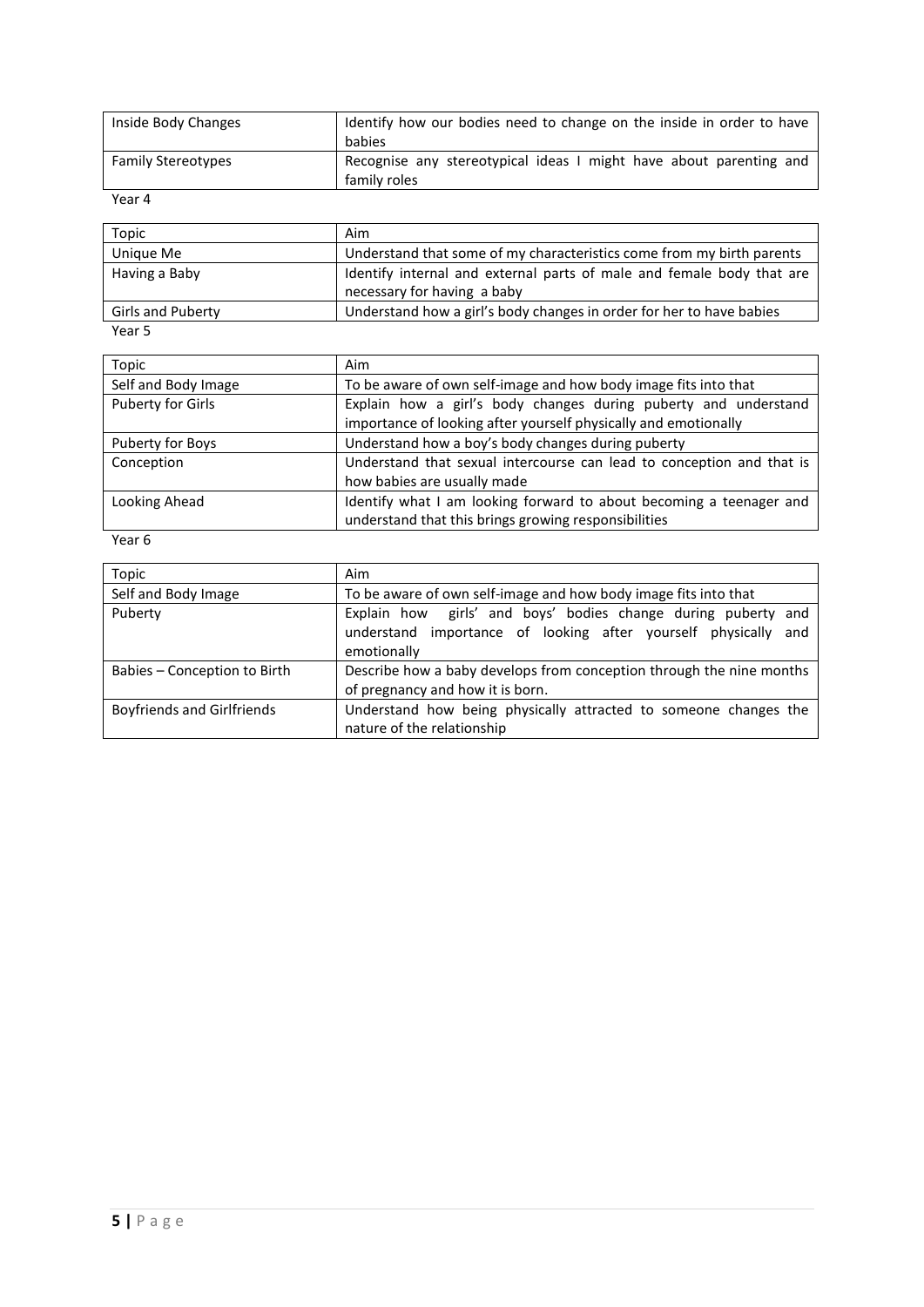| | |
|---|---|
| Inside Body Changes | Identify how our bodies need to change on the inside in order to have babies |
| Family Stereotypes | Recognise any stereotypical ideas I might have about parenting and family roles |

Year 4

| Topic | Aim |
|---|---|
| Unique Me | Understand that some of my characteristics come from my birth parents |
| Having a Baby | Identify internal and external parts of male and female body that are necessary for having a baby |
| Girls and Puberty | Understand how a girl's body changes in order for her to have babies |

Year 5

| Topic | Aim |
|---|---|
| Self and Body Image | To be aware of own self-image and how body image fits into that |
| Puberty for Girls | Explain how a girl's body changes during puberty and understand importance of looking after yourself physically and emotionally |
| Puberty for Boys | Understand how a boy's body changes during puberty |
| Conception | Understand that sexual intercourse can lead to conception and that is how babies are usually made |
| Looking Ahead | Identify what I am looking forward to about becoming a teenager and understand that this brings growing responsibilities |

Year 6

| Topic | Aim |
|---|---|
| Self and Body Image | To be aware of own self-image and how body image fits into that |
| Puberty | Explain how girls' and boys' bodies change during puberty and understand importance of looking after yourself physically and emotionally |
| Babies – Conception to Birth | Describe how a baby develops from conception through the nine months of pregnancy and how it is born. |
| Boyfriends and Girlfriends | Understand how being physically attracted to someone changes the nature of the relationship |